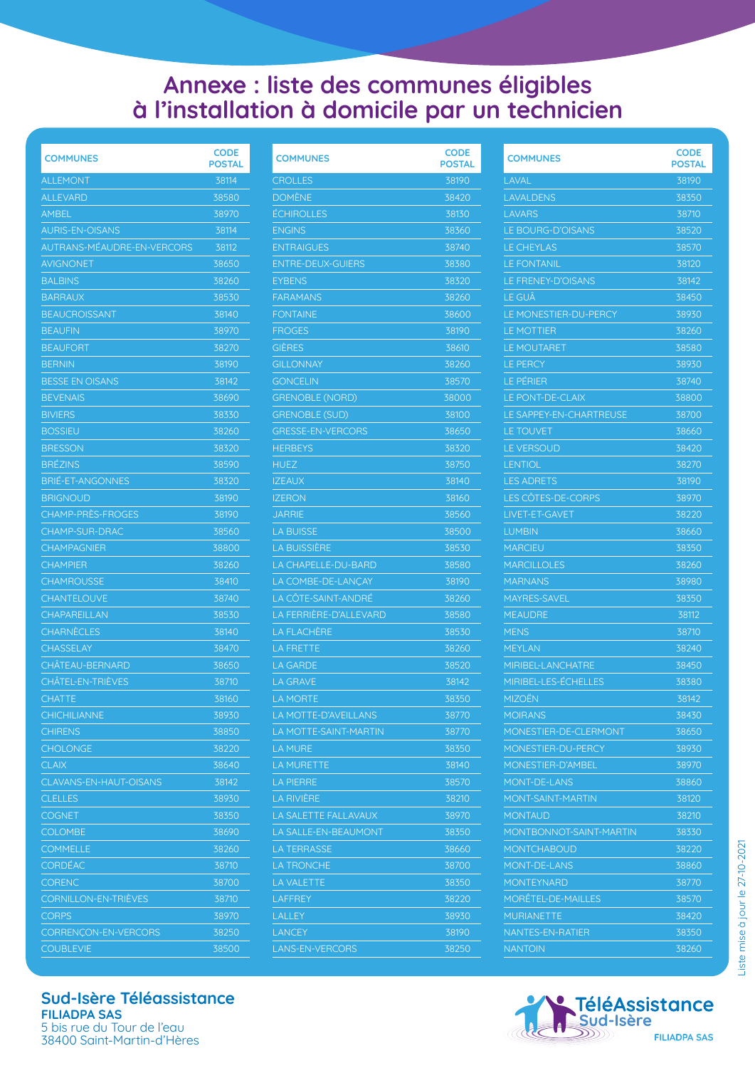# Annexe : liste des communes éligibles à l'installation à domicile par un technicien

| COMMUNES | CODE POSTAL |
|---|---|
| ALLEMONT | 38114 |
| ALLEVARD | 38580 |
| AMBEL | 38970 |
| AURIS-EN-OISANS | 38114 |
| AUTRANS-MÉAUDRE-EN-VERCORS | 38112 |
| AVIGNONET | 38650 |
| BALBINS | 38260 |
| BARRAUX | 38530 |
| BEAUCROISSANT | 38140 |
| BEAUFIN | 38970 |
| BEAUFORT | 38270 |
| BERNIN | 38190 |
| BESSE EN OISANS | 38142 |
| BEVENAIS | 38690 |
| BIVIERS | 38330 |
| BOSSIEU | 38260 |
| BRESSON | 38320 |
| BRÉZINS | 38590 |
| BRIÉ-ET-ANGONNES | 38320 |
| BRIGNOUD | 38190 |
| CHAMP-PRÈS-FROGES | 38190 |
| CHAMP-SUR-DRAC | 38560 |
| CHAMPAGNIER | 38800 |
| CHAMPIER | 38260 |
| CHAMROUSSE | 38410 |
| CHANTELOUVE | 38740 |
| CHAPAREILLAN | 38530 |
| CHARNÈCLES | 38140 |
| CHASSELAY | 38470 |
| CHÂTEAU-BERNARD | 38650 |
| CHÂTEL-EN-TRIÈVES | 38710 |
| CHATTE | 38160 |
| CHICHILIANNE | 38930 |
| CHIRENS | 38850 |
| CHOLONGE | 38220 |
| CLAIX | 38640 |
| CLAVANS-EN-HAUT-OISANS | 38142 |
| CLELLES | 38930 |
| COGNET | 38350 |
| COLOMBE | 38690 |
| COMMELLE | 38260 |
| CORDÉAC | 38710 |
| CORENC | 38700 |
| CORNILLON-EN-TRIÈVES | 38710 |
| CORPS | 38970 |
| CORRENÇON-EN-VERCORS | 38250 |
| COUBLEVIE | 38500 |
| CROLLES | 38190 |
| DOMÈNE | 38420 |
| ÉCHIROLLES | 38130 |
| ENGINS | 38360 |
| ENTRAIGUES | 38740 |
| ENTRE-DEUX-GUIERS | 38380 |
| EYBENS | 38320 |
| FARAMANS | 38260 |
| FONTAINE | 38600 |
| FROGES | 38190 |
| GIÈRES | 38610 |
| GILLONNAY | 38260 |
| GONCELIN | 38570 |
| GRENOBLE (NORD) | 38000 |
| GRENOBLE (SUD) | 38100 |
| GRESSE-EN-VERCORS | 38650 |
| HERBEYS | 38320 |
| HUEZ | 38750 |
| IZEAUX | 38140 |
| IZERON | 38160 |
| JARRIE | 38560 |
| LA BUISSE | 38500 |
| LA BUISSIÈRE | 38530 |
| LA CHAPELLE-DU-BARD | 38580 |
| LA COMBE-DE-LANÇAY | 38190 |
| LA CÔTE-SAINT-ANDRÉ | 38260 |
| LA FERRIÈRE-D'ALLEVARD | 38580 |
| LA FLACHÈRE | 38530 |
| LA FRETTE | 38260 |
| LA GARDE | 38520 |
| LA GRAVE | 38142 |
| LA MORTE | 38350 |
| LA MOTTE-D'AVEILLANS | 38770 |
| LA MOTTE-SAINT-MARTIN | 38770 |
| LA MURE | 38350 |
| LA MURETTE | 38140 |
| LA PIERRE | 38570 |
| LA RIVIÈRE | 38210 |
| LA SALETTE FALLAVAUX | 38970 |
| LA SALLE-EN-BEAUMONT | 38350 |
| LA TERRASSE | 38660 |
| LA TRONCHE | 38700 |
| LA VALETTE | 38350 |
| LAFFREY | 38220 |
| LALLEY | 38930 |
| LANCEY | 38190 |
| LANS-EN-VERCORS | 38250 |
| LAVAL | 38190 |
| LAVALDENS | 38350 |
| LAVARS | 38710 |
| LE BOURG-D'OISANS | 38520 |
| LE CHEYLAS | 38570 |
| LE FONTANIL | 38120 |
| LE FRENEY-D'OISANS | 38142 |
| LE GUÂ | 38450 |
| LE MONESTIER-DU-PERCY | 38930 |
| LE MOTTIER | 38260 |
| LE MOUTARET | 38580 |
| LE PERCY | 38930 |
| LE PÉRIER | 38740 |
| LE PONT-DE-CLAIX | 38800 |
| LE SAPPEY-EN-CHARTREUSE | 38700 |
| LE TOUVET | 38660 |
| LE VERSOUD | 38420 |
| LENTIOL | 38270 |
| LES ADRETS | 38190 |
| LES CÔTES-DE-CORPS | 38970 |
| LIVET-ET-GAVET | 38220 |
| LUMBIN | 38660 |
| MARCIEU | 38350 |
| MARCILLOLES | 38260 |
| MARNANS | 38980 |
| MAYRES-SAVEL | 38350 |
| MEAUDRE | 38112 |
| MENS | 38710 |
| MEYLAN | 38240 |
| MIRIBEL-LANCHATRE | 38450 |
| MIRIBEL-LES-ÉCHELLES | 38380 |
| MIZOËN | 38142 |
| MOIRANS | 38430 |
| MONESTIER-DE-CLERMONT | 38650 |
| MONESTIER-DU-PERCY | 38930 |
| MONESTIER-D'AMBEL | 38970 |
| MONT-DE-LANS | 38860 |
| MONT-SAINT-MARTIN | 38120 |
| MONTAUD | 38210 |
| MONTBONNOT-SAINT-MARTIN | 38330 |
| MONTCHABOUD | 38220 |
| MONT-DE-LANS | 38860 |
| MONTEYNARD | 38770 |
| MORÊTEL-DE-MAILLES | 38570 |
| MURIANETTE | 38420 |
| NANTES-EN-RATIER | 38350 |
| NANTOIN | 38260 |

Liste mise à jour le 27-10-2021

**Sud-Isère Téléassistance**
**FILIADPA SAS**
5 bis rue du Tour de l'eau
38400 Saint-Martin-d'Hères

TéléAssistance Sud-Isère
FILIADPA SAS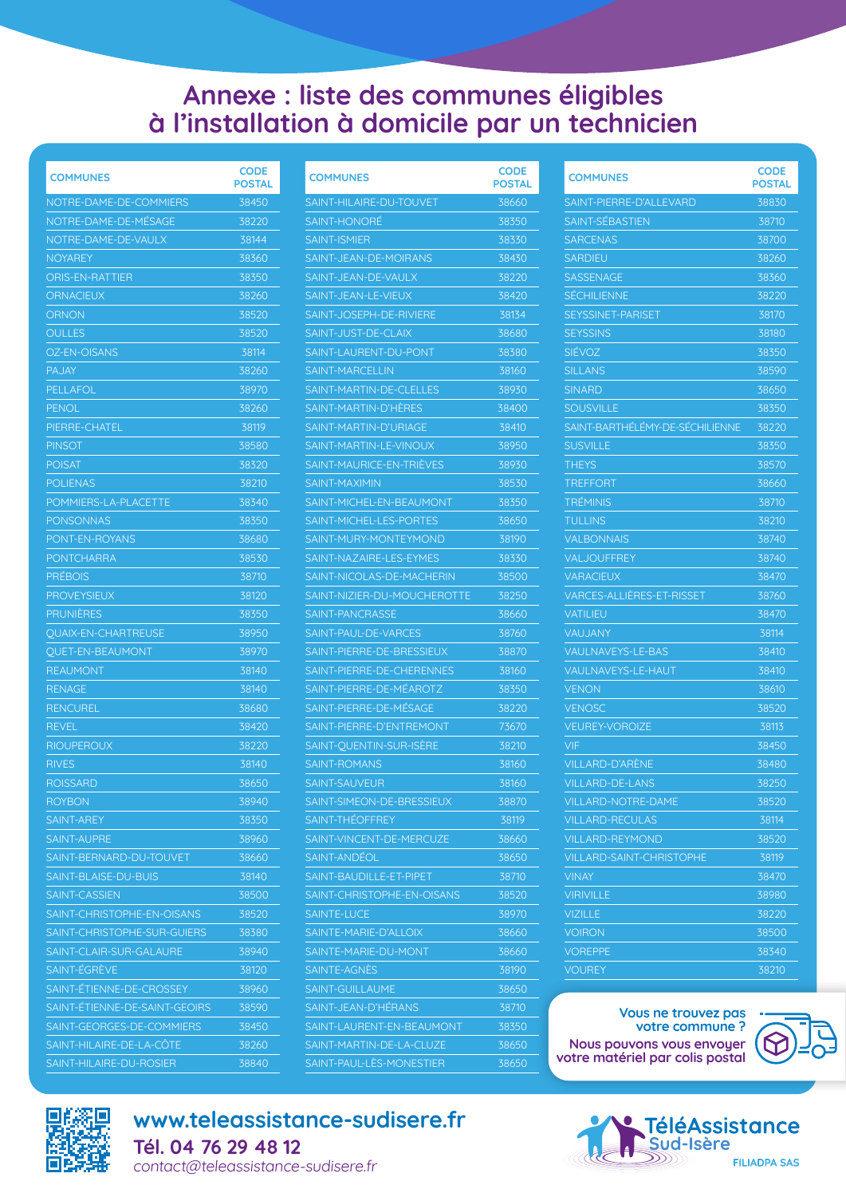# Annexe : liste des communes éligibles à l'installation à domicile par un technicien

| COMMUNES | CODE POSTAL |
|---|---|
| NOTRE-DAME-DE-COMMIERS | 38450 |
| NOTRE-DAME-DE-MÉSAGE | 38220 |
| NOTRE-DAME-DE-VAULX | 38144 |
| NOYAREY | 38360 |
| ORIS-EN-RATTIER | 38350 |
| ORNACIEUX | 38260 |
| ORNON | 38520 |
| OULLES | 38520 |
| OZ-EN-OISANS | 38114 |
| PAJAY | 38260 |
| PELLAFOL | 38970 |
| PENOL | 38260 |
| PIERRE-CHATEL | 38119 |
| PINSOT | 38580 |
| POISAT | 38320 |
| POLIENAS | 38210 |
| POMMIERS-LA-PLACETTE | 38340 |
| PONSONNAS | 38350 |
| PONT-EN-ROYANS | 38680 |
| PONTCHARRA | 38530 |
| PRÉBOIS | 38710 |
| PROVEYSIEUX | 38120 |
| PRUNIÈRES | 38350 |
| QUAIX-EN-CHARTREUSE | 38950 |
| QUET-EN-BEAUMONT | 38970 |
| REAUMONT | 38140 |
| RENAGE | 38140 |
| RENCUREL | 38680 |
| REVEL | 38420 |
| RIOUPEROUX | 38220 |
| RIVES | 38140 |
| ROISSARD | 38650 |
| ROYBON | 38940 |
| SAINT-AREY | 38350 |
| SAINT-AUPRE | 38960 |
| SAINT-BERNARD-DU-TOUVET | 38660 |
| SAINT-BLAISE-DU-BUIS | 38140 |
| SAINT-CASSIEN | 38500 |
| SAINT-CHRISTOPHE-EN-OISANS | 38520 |
| SAINT-CHRISTOPHE-SUR-GUIERS | 38380 |
| SAINT-CLAIR-SUR-GALAURE | 38940 |
| SAINT-ÉGRÈVE | 38120 |
| SAINT-ÉTIENNE-DE-CROSSEY | 38960 |
| SAINT-ÉTIENNE-DE-SAINT-GEOIRS | 38590 |
| SAINT-GEORGES-DE-COMMIERS | 38450 |
| SAINT-HILAIRE-DE-LA-CÔTE | 38260 |
| SAINT-HILAIRE-DU-ROSIER | 38840 |

| COMMUNES | CODE POSTAL |
|---|---|
| SAINT-HILAIRE-DU-TOUVET | 38660 |
| SAINT-HONORÉ | 38350 |
| SAINT-ISMIER | 38330 |
| SAINT-JEAN-DE-MOIRANS | 38430 |
| SAINT-JEAN-DE-VAULX | 38220 |
| SAINT-JEAN-LE-VIEUX | 38420 |
| SAINT-JOSEPH-DE-RIVIERE | 38134 |
| SAINT-JUST-DE-CLAIX | 38680 |
| SAINT-LAURENT-DU-PONT | 38380 |
| SAINT-MARCELLIN | 38160 |
| SAINT-MARTIN-DE-CLELLES | 38930 |
| SAINT-MARTIN-D'HÈRES | 38400 |
| SAINT-MARTIN-D'URIAGE | 38410 |
| SAINT-MARTIN-LE-VINOUX | 38950 |
| SAINT-MAURICE-EN-TRIÈVES | 38930 |
| SAINT-MAXIMIN | 38530 |
| SAINT-MICHEL-EN-BEAUMONT | 38350 |
| SAINT-MICHEL-LES-PORTES | 38650 |
| SAINT-MURY-MONTEYMOND | 38190 |
| SAINT-NAZAIRE-LES-EYMES | 38330 |
| SAINT-NICOLAS-DE-MACHERIN | 38500 |
| SAINT-NIZIER-DU-MOUCHEROTTE | 38250 |
| SAINT-PANCRASSE | 38660 |
| SAINT-PAUL-DE-VARCES | 38760 |
| SAINT-PIERRE-DE-BRESSIEUX | 38870 |
| SAINT-PIERRE-DE-CHERENNES | 38160 |
| SAINT-PIERRE-DE-MÉAROTZ | 38350 |
| SAINT-PIERRE-DE-MÉSAGE | 38220 |
| SAINT-PIERRE-D'ENTREMONT | 73670 |
| SAINT-QUENTIN-SUR-ISÈRE | 38210 |
| SAINT-ROMANS | 38160 |
| SAINT-SAUVEUR | 38160 |
| SAINT-SIMEON-DE-BRESSIEUX | 38870 |
| SAINT-THÉOFFREY | 38119 |
| SAINT-VINCENT-DE-MERCUZE | 38660 |
| SAINT-ANDÉOL | 38650 |
| SAINT-BAUDILLE-ET-PIPET | 38710 |
| SAINT-CHRISTOPHE-EN-OISANS | 38520 |
| SAINTE-LUCE | 38970 |
| SAINTE-MARIE-D'ALLOIX | 38660 |
| SAINTE-MARIE-DU-MONT | 38660 |
| SAINTE-AGNÈS | 38190 |
| SAINT-GUILLAUME | 38650 |
| SAINT-JEAN-D'HÉRANS | 38710 |
| SAINT-LAURENT-EN-BEAUMONT | 38350 |
| SAINT-MARTIN-DE-LA-CLUZE | 38650 |
| SAINT-PAUL-LÈS-MONESTIER | 38650 |

| COMMUNES | CODE POSTAL |
|---|---|
| SAINT-PIERRE-D'ALLEVARD | 38830 |
| SAINT-SÉBASTIEN | 38710 |
| SARCENAS | 38700 |
| SARDIEU | 38260 |
| SASSENAGE | 38360 |
| SÉCHILIENNE | 38220 |
| SEYSSINET-PARISET | 38170 |
| SEYSSINS | 38180 |
| SIÉVOZ | 38350 |
| SILLANS | 38590 |
| SINARD | 38650 |
| SOUSVILLE | 38350 |
| SAINT-BARTHÉLÉMY-DE-SÉCHILIENNE | 38220 |
| SUSVILLE | 38350 |
| THEYS | 38570 |
| TREFFORT | 38660 |
| TRÉMINIS | 38710 |
| TULLINS | 38210 |
| VALBONNAIS | 38740 |
| VALJOUFFREY | 38740 |
| VARACIEUX | 38470 |
| VARCES-ALLIÈRES-ET-RISSET | 38760 |
| VATILIEU | 38470 |
| VAUJANY | 38114 |
| VAULNAVEYS-LE-BAS | 38410 |
| VAULNAVEYS-LE-HAUT | 38410 |
| VENON | 38610 |
| VENOSC | 38520 |
| VEUREY-VOROIZE | 38113 |
| VIF | 38450 |
| VILLARD-D'ARÈNE | 38480 |
| VILLARD-DE-LANS | 38250 |
| VILLARD-NOTRE-DAME | 38520 |
| VILLARD-RECULAS | 38114 |
| VILLARD-REYMOND | 38520 |
| VILLARD-SAINT-CHRISTOPHE | 38119 |
| VINAY | 38470 |
| VIRIVILLE | 38980 |
| VIZILLE | 38220 |
| VOIRON | 38500 |
| VOREPPE | 38340 |
| VOUREY | 38210 |

**Vous ne trouvez pas votre commune ?**

**Nous pouvons vous envoyer votre matériel par colis postal**

**www.teleassistance-sudisere.fr**

**Tél. 04 76 29 48 12**

*contact@teleassistance-sudisere.fr*

TéléAssistance Sud-Isère

FILIADPA SAS